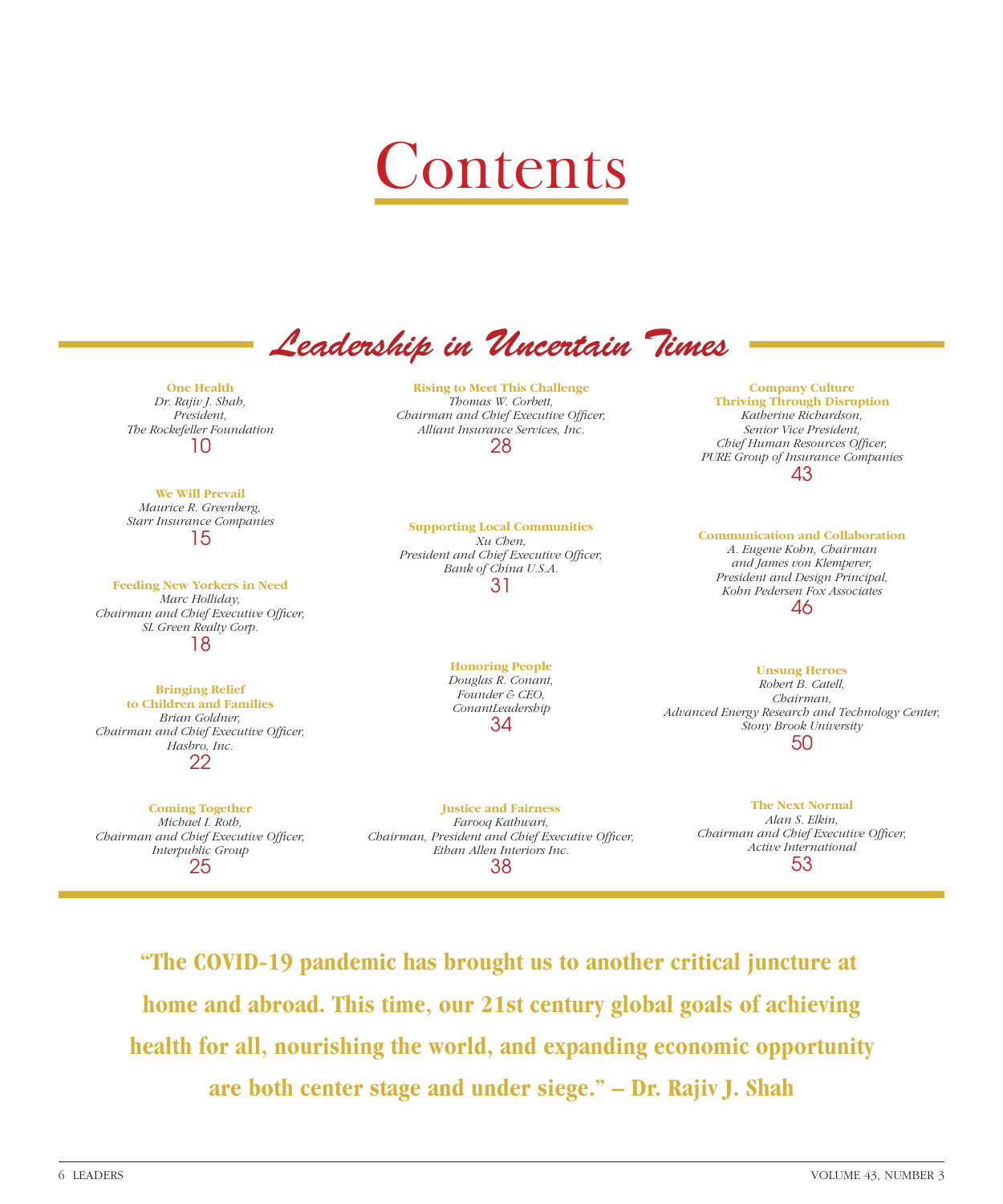# Contents

## *Leadership in Uncertain Times*

**One Health**
*Dr. Rajiv J. Shah,*
*President,*
*The Rockefeller Foundation*
10

**We Will Prevail**
*Maurice R. Greenberg,*
*Starr Insurance Companies*
15

**Feeding New Yorkers in Need**
*Marc Holliday,*
*Chairman and Chief Executive Officer,*
*SL Green Realty Corp.*
18

**Bringing Relief to Children and Families**
*Brian Goldner,*
*Chairman and Chief Executive Officer,*
*Hasbro, Inc.*
22

**Coming Together**
*Michael I. Roth,*
*Chairman and Chief Executive Officer,*
*Interpublic Group*
25

**Rising to Meet This Challenge**
*Thomas W. Corbett,*
*Chairman and Chief Executive Officer,*
*Alliant Insurance Services, Inc.*
28

**Supporting Local Communities**
*Xu Chen,*
*President and Chief Executive Officer,*
*Bank of China U.S.A.*
31

**Honoring People**
*Douglas R. Conant,*
*Founder & CEO,*
*ConantLeadership*
34

**Justice and Fairness**
*Farooq Kathwari,*
*Chairman, President and Chief Executive Officer,*
*Ethan Allen Interiors Inc.*
38

**Company Culture Thriving Through Disruption**
*Katherine Richardson,*
*Senior Vice President,*
*Chief Human Resources Officer,*
*PURE Group of Insurance Companies*
43

**Communication and Collaboration**
*A. Eugene Kohn, Chairman and James von Klemperer,*
*President and Design Principal,*
*Kohn Pedersen Fox Associates*
46

**Unsung Heroes**
*Robert B. Catell,*
*Chairman,*
*Advanced Energy Research and Technology Center,*
*Stony Brook University*
50

**The Next Normal**
*Alan S. Elkin,*
*Chairman and Chief Executive Officer,*
*Active International*
53

**"The COVID-19 pandemic has brought us to another critical juncture at home and abroad. This time, our 21st century global goals of achieving health for all, nourishing the world, and expanding economic opportunity are both center stage and under siege." – Dr. Rajiv J. Shah**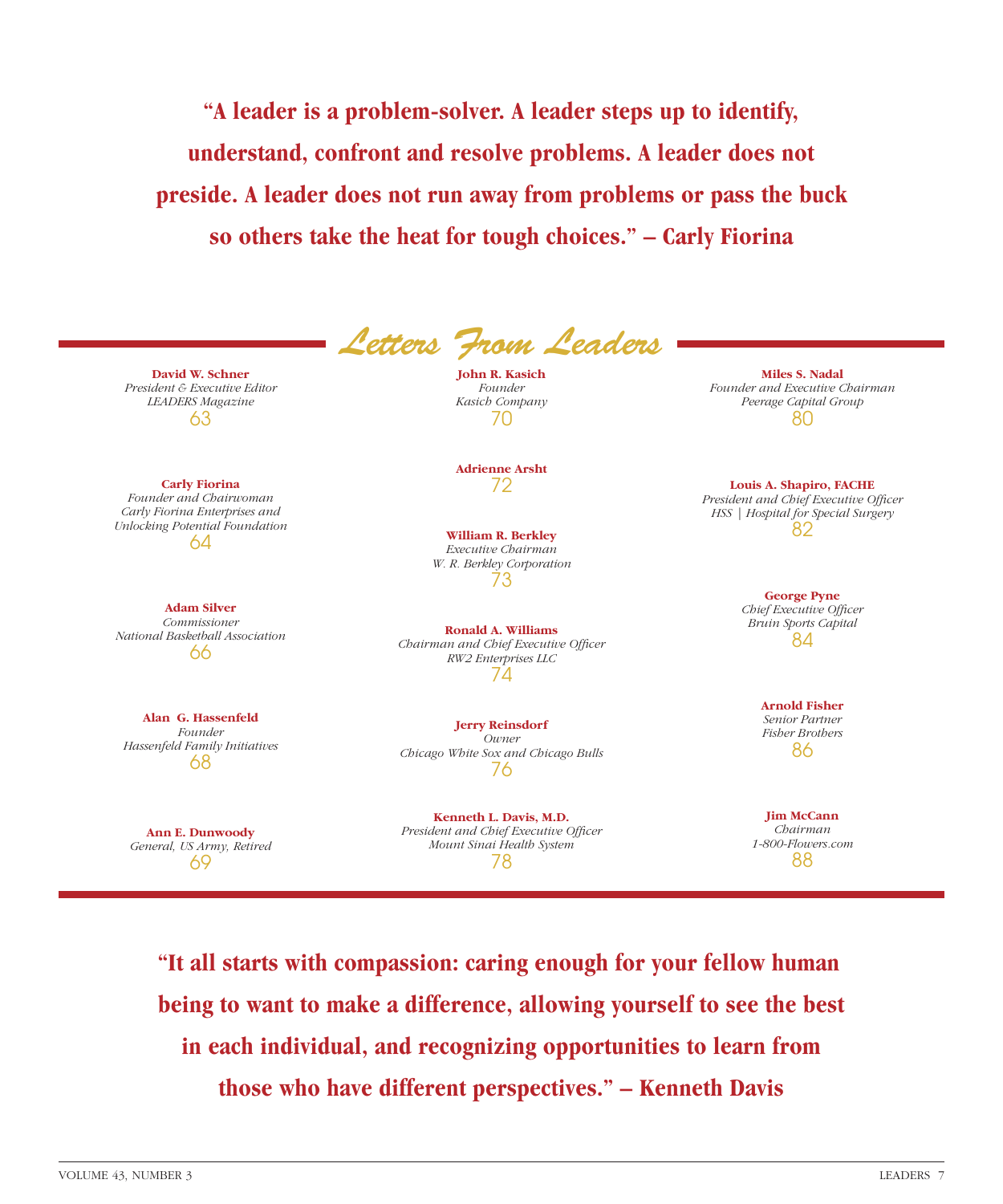**"A leader is a problem-solver. A leader steps up to identify, understand, confront and resolve problems. A leader does not preside. A leader does not run away from problems or pass the buck so others take the heat for tough choices." – Carly Fiorina**

# *Letters From Leaders*

**David W. Schner**
*President & Executive Editor*
*LEADERS Magazine*
63

**Carly Fiorina**
*Founder and Chairwoman*
*Carly Fiorina Enterprises and Unlocking Potential Foundation*
64

**Adam Silver**
*Commissioner*
*National Basketball Association*
66

**Alan G. Hassenfeld**
*Founder*
*Hassenfeld Family Initiatives*
68

**Ann E. Dunwoody**
*General, US Army, Retired*
69

**John R. Kasich**
*Founder*
*Kasich Company*
70

**Adrienne Arsht**
72

**William R. Berkley**
*Executive Chairman*
*W. R. Berkley Corporation*
73

**Ronald A. Williams**
*Chairman and Chief Executive Officer*
*RW2 Enterprises LLC*
74

**Jerry Reinsdorf**
*Owner*
*Chicago White Sox and Chicago Bulls*
76

**Kenneth L. Davis, M.D.**
*President and Chief Executive Officer*
*Mount Sinai Health System*
78

**Miles S. Nadal**
*Founder and Executive Chairman*
*Peerage Capital Group*
80

**Louis A. Shapiro, FACHE**
*President and Chief Executive Officer*
*HSS | Hospital for Special Surgery*
82

**George Pyne**
*Chief Executive Officer*
*Bruin Sports Capital*
84

**Arnold Fisher**
*Senior Partner*
*Fisher Brothers*
86

**Jim McCann**
*Chairman*
*1-800-Flowers.com*
88

**"It all starts with compassion: caring enough for your fellow human being to want to make a difference, allowing yourself to see the best in each individual, and recognizing opportunities to learn from those who have different perspectives." – Kenneth Davis**